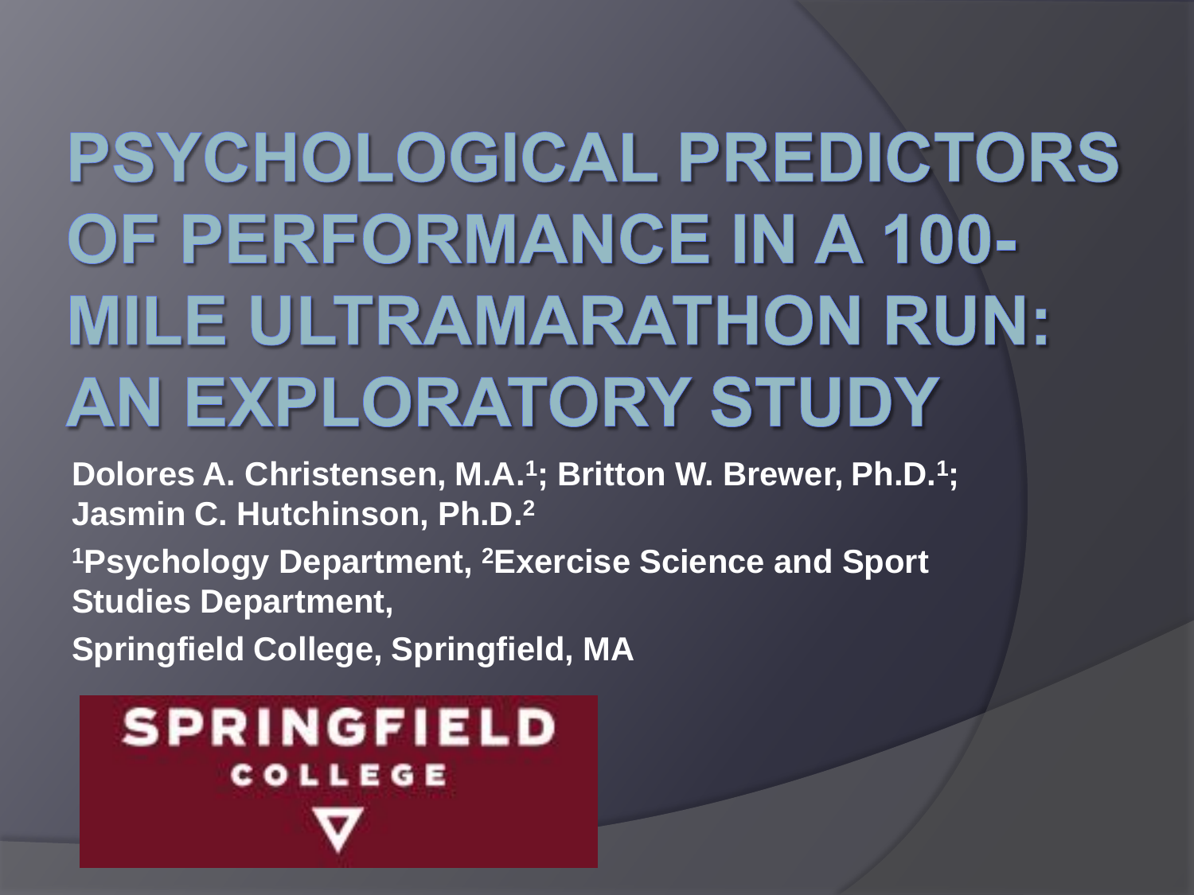# PSYCHOLOGICAL PREDICTORS OF PERFORMANCE IN A 100-MILE ULTRAMARATHON RUN: AN EXPLORATORY STUDY

**Dolores A. Christensen, M.A.[1]; Britton W. Brewer, Ph.D.[1]; Jasmin C. Hutchinson, Ph.D.[2]**

**[1]Psychology Department, [2]Exercise Science and Sport Studies Department,**

**Springfield College, Springfield, MA**

SPRINGFIELD COLLEGE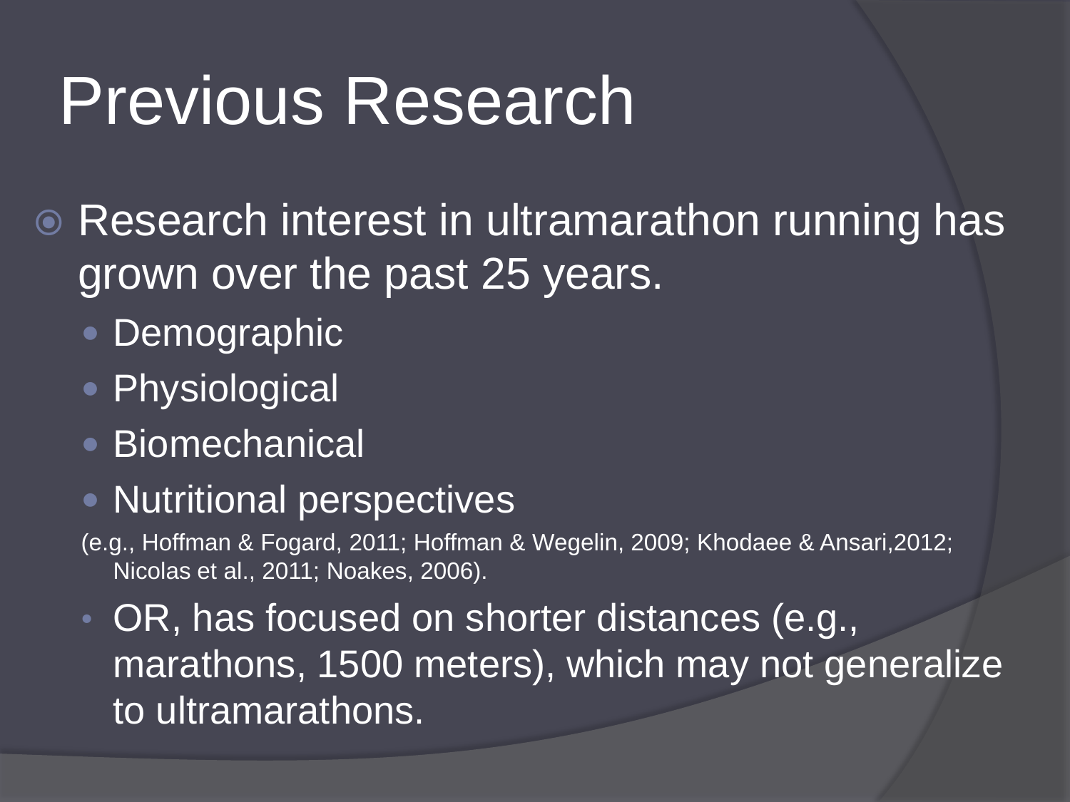# Previous Research

- Research interest in ultramarathon running has grown over the past 25 years.
  - Demographic
  - Physiological
  - Biomechanical
  - Nutritional perspectives

  (e.g., Hoffman & Fogard, 2011; Hoffman & Wegelin, 2009; Khodaee & Ansari,2012; Nicolas et al., 2011; Noakes, 2006).

  - OR, has focused on shorter distances (e.g., marathons, 1500 meters), which may not generalize to ultramarathons.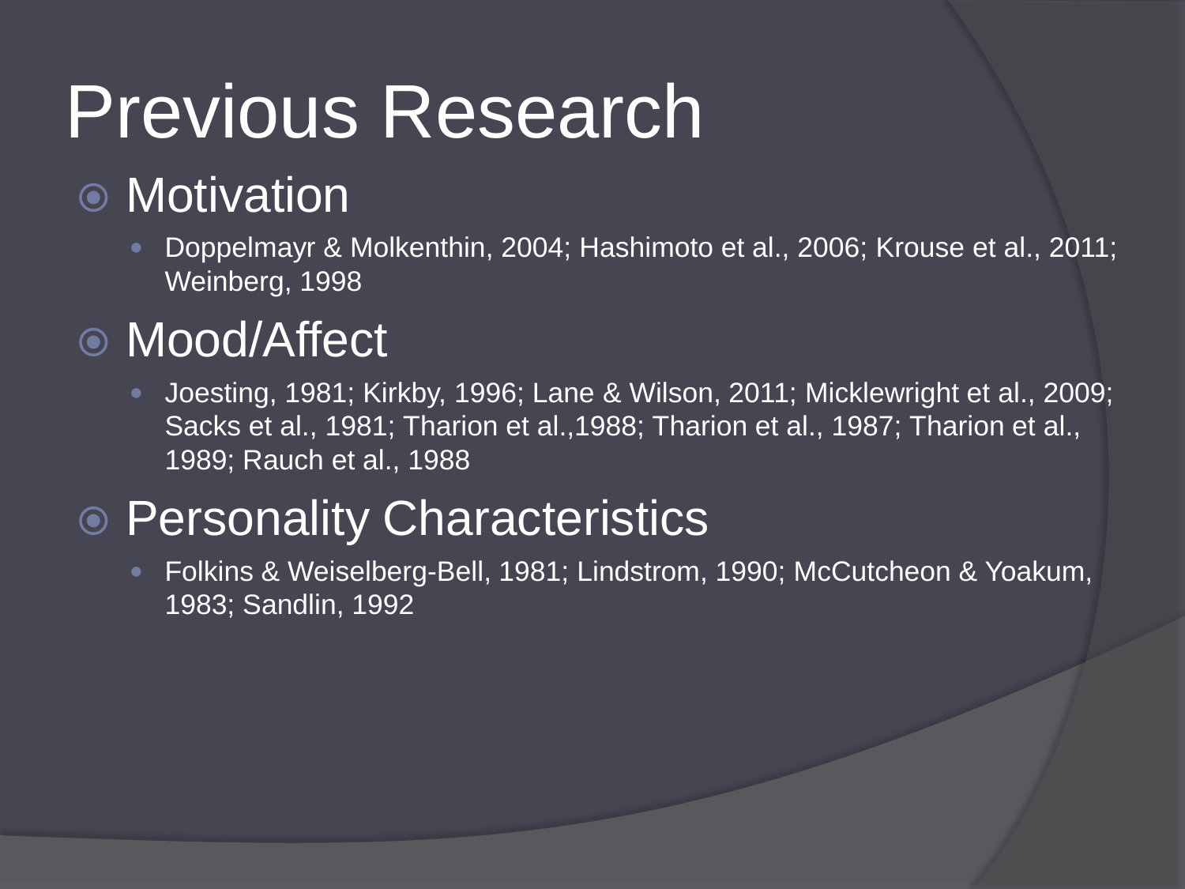# Previous Research

- Motivation
  - Doppelmayr & Molkenthin, 2004; Hashimoto et al., 2006; Krouse et al., 2011; Weinberg, 1998
- Mood/Affect
  - Joesting, 1981; Kirkby, 1996; Lane & Wilson, 2011; Micklewright et al., 2009; Sacks et al., 1981; Tharion et al.,1988; Tharion et al., 1987; Tharion et al., 1989; Rauch et al., 1988
- Personality Characteristics
  - Folkins & Weiselberg-Bell, 1981; Lindstrom, 1990; McCutcheon & Yoakum, 1983; Sandlin, 1992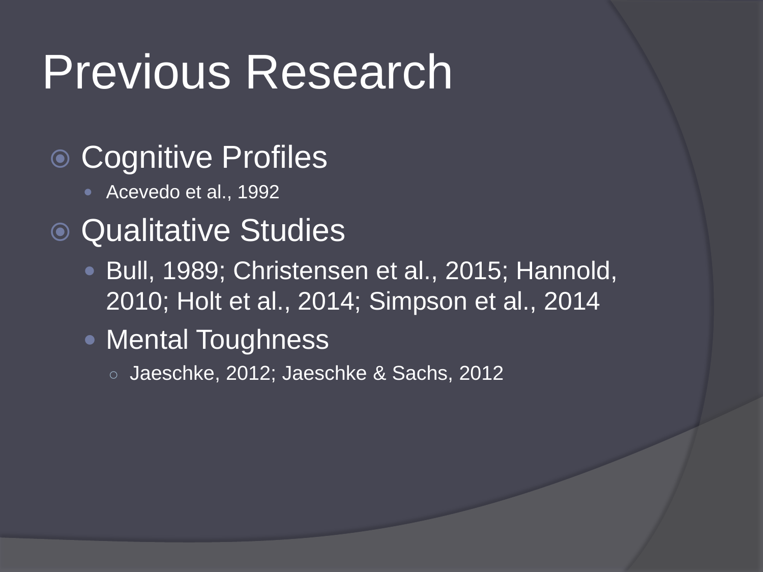# Previous Research

- Cognitive Profiles
  - Acevedo et al., 1992
- Qualitative Studies
  - Bull, 1989; Christensen et al., 2015; Hannold, 2010; Holt et al., 2014; Simpson et al., 2014
  - Mental Toughness
    - Jaeschke, 2012; Jaeschke & Sachs, 2012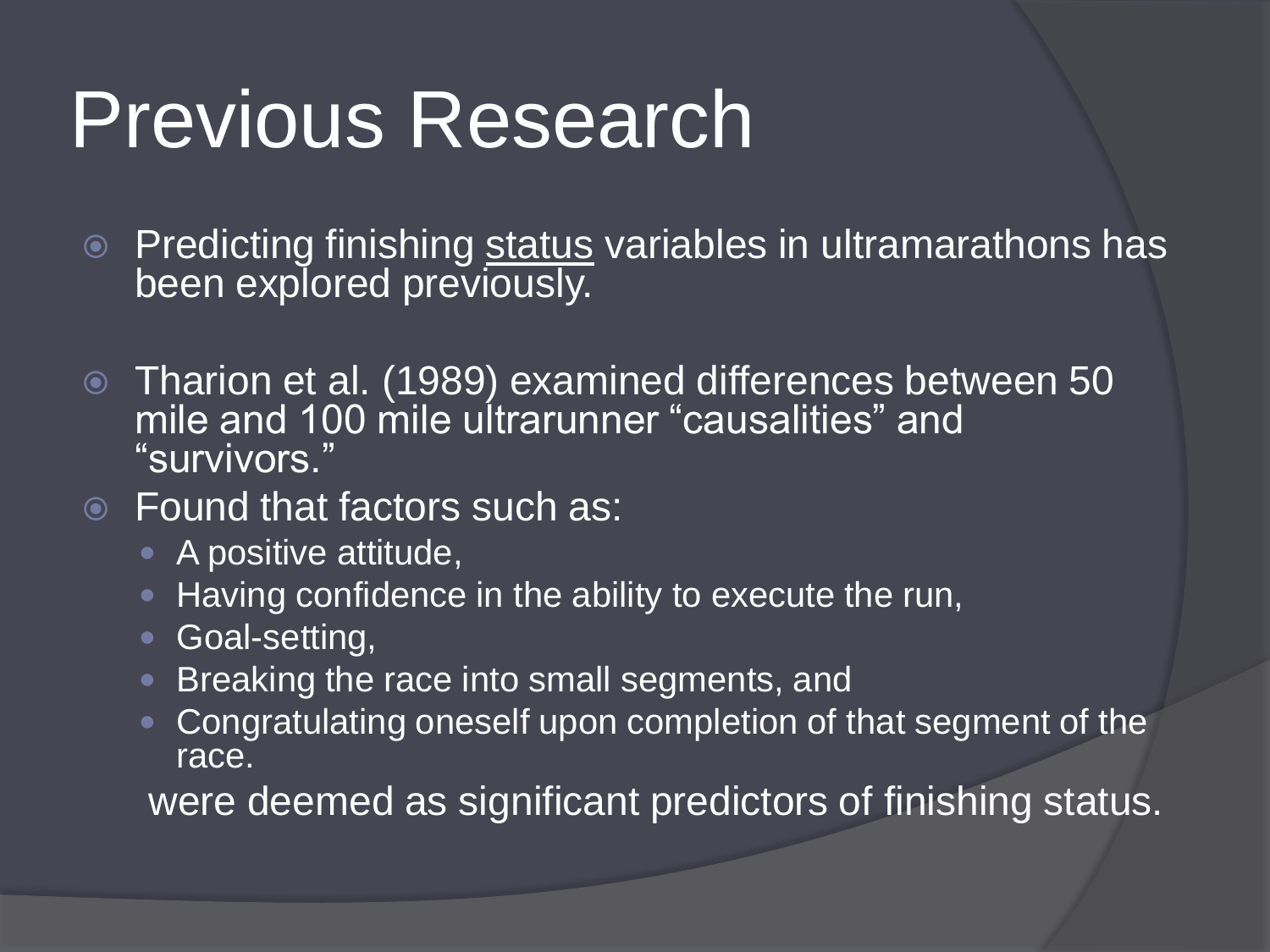# Previous Research

- Predicting finishing <u>status</u> variables in ultramarathons has been explored previously.

- Tharion et al. (1989) examined differences between 50 mile and 100 mile ultrarunner "causalities" and "survivors."
- Found that factors such as:
  - A positive attitude,
  - Having confidence in the ability to execute the run,
  - Goal-setting,
  - Breaking the race into small segments, and
  - Congratulating oneself upon completion of that segment of the race.

  were deemed as significant predictors of finishing status.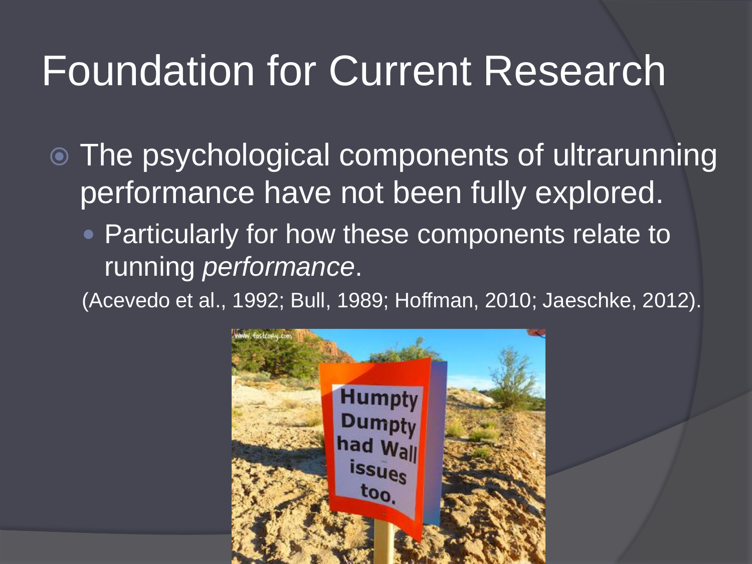# Foundation for Current Research

- The psychological components of ultrarunning performance have not been fully explored.
  - Particularly for how these components relate to running *performance*.

(Acevedo et al., 1992; Bull, 1989; Hoffman, 2010; Jaeschke, 2012).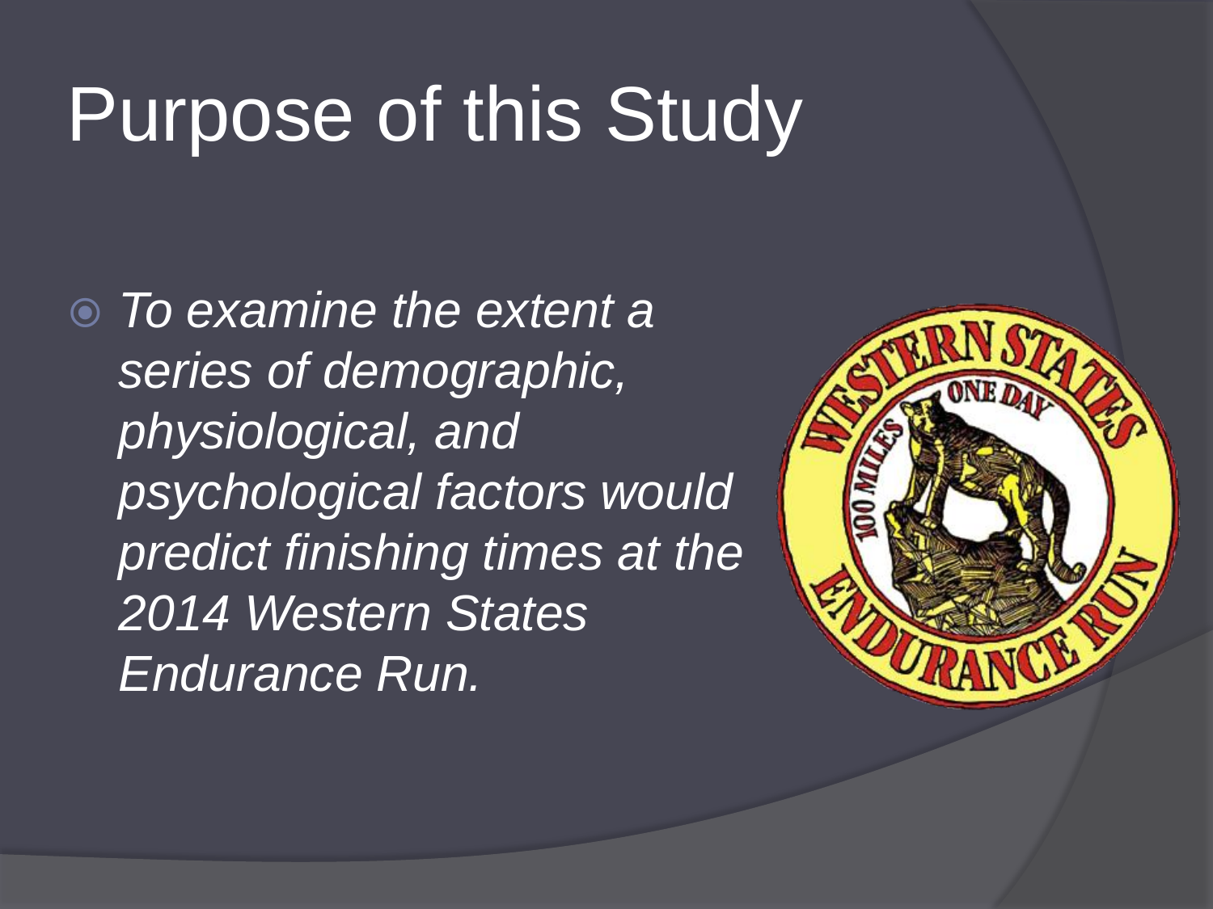# Purpose of this Study

- *To examine the extent a series of demographic, physiological, and psychological factors would predict finishing times at the 2014 Western States Endurance Run.*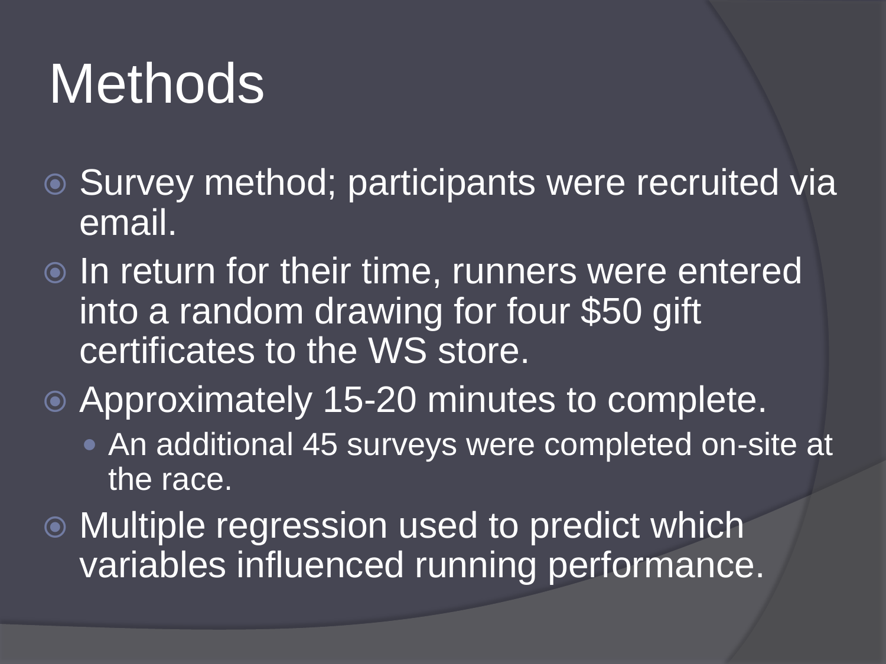# Methods

- Survey method; participants were recruited via email.
- In return for their time, runners were entered into a random drawing for four $50 gift certificates to the WS store.
- Approximately 15-20 minutes to complete.
  - An additional 45 surveys were completed on-site at the race.
- Multiple regression used to predict which variables influenced running performance.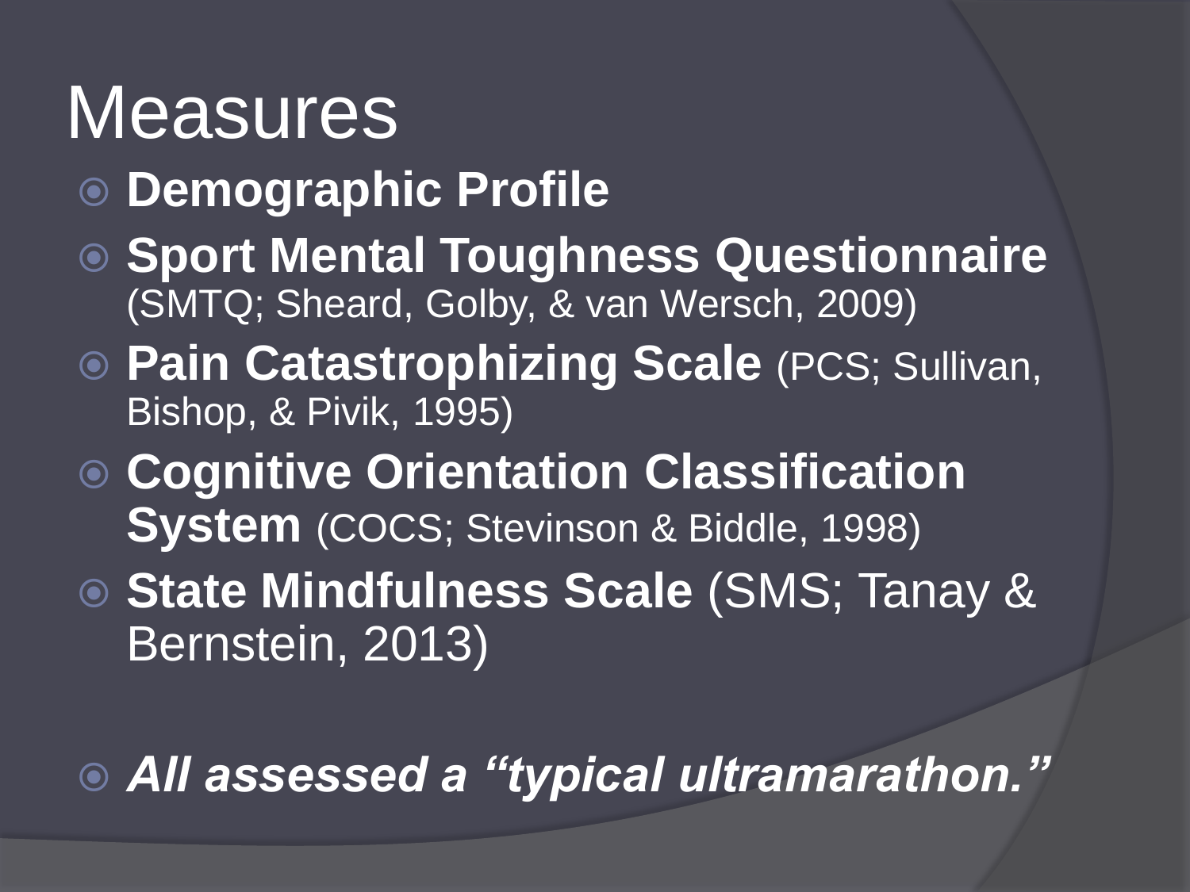# Measures

- **Demographic Profile**
- **Sport Mental Toughness Questionnaire** (SMTQ; Sheard, Golby, & van Wersch, 2009)
- **Pain Catastrophizing Scale** (PCS; Sullivan, Bishop, & Pivik, 1995)
- **Cognitive Orientation Classification System** (COCS; Stevinson & Biddle, 1998)
- **State Mindfulness Scale** (SMS; Tanay & Bernstein, 2013)
- ***All assessed a "typical ultramarathon."***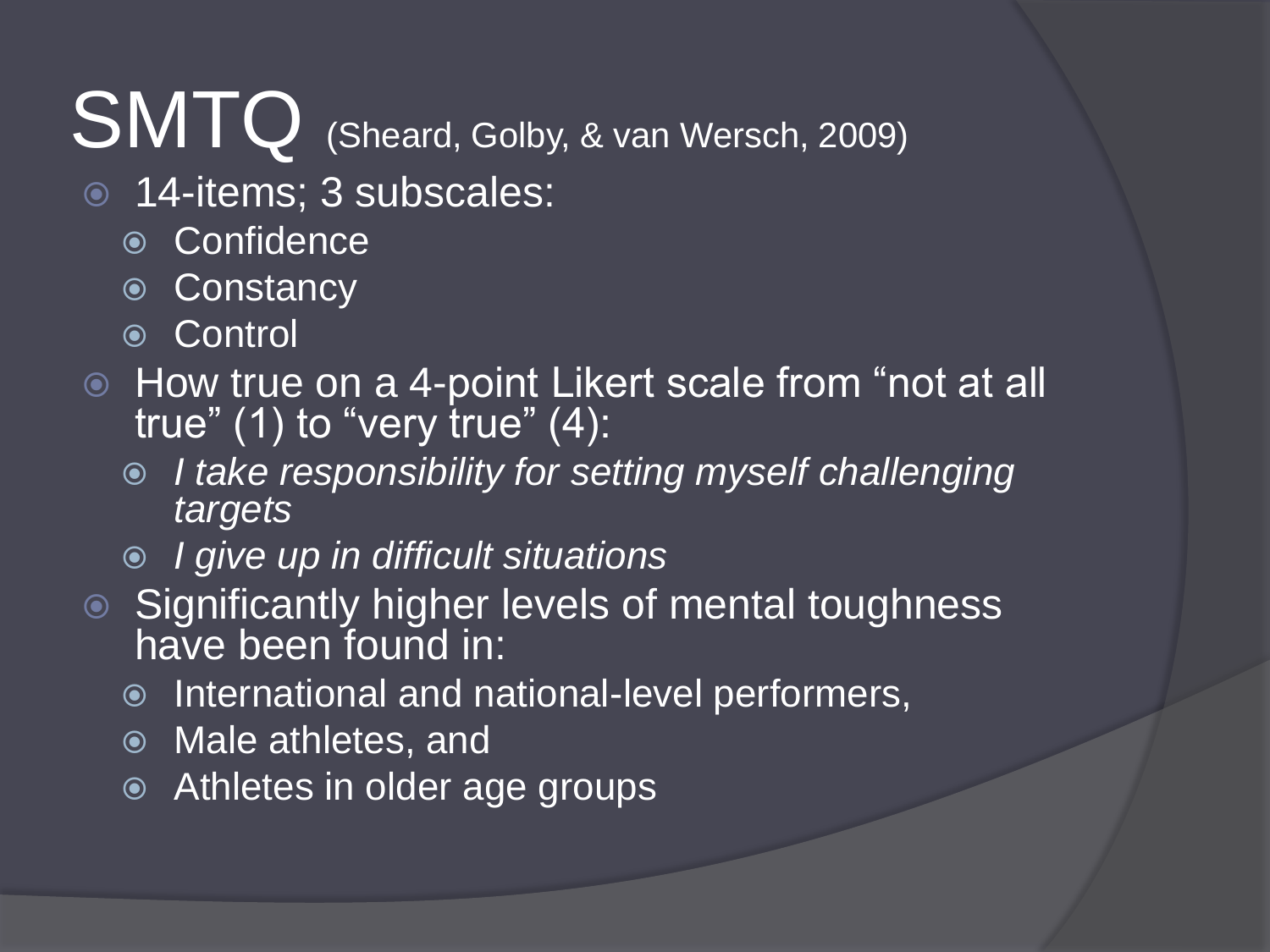# SMTQ (Sheard, Golby, & van Wersch, 2009)

- 14-items; 3 subscales:
  - Confidence
  - Constancy
  - Control
- How true on a 4-point Likert scale from "not at all true" (1) to "very true" (4):
  - *I take responsibility for setting myself challenging targets*
  - *I give up in difficult situations*
- Significantly higher levels of mental toughness have been found in:
  - International and national-level performers,
  - Male athletes, and
  - Athletes in older age groups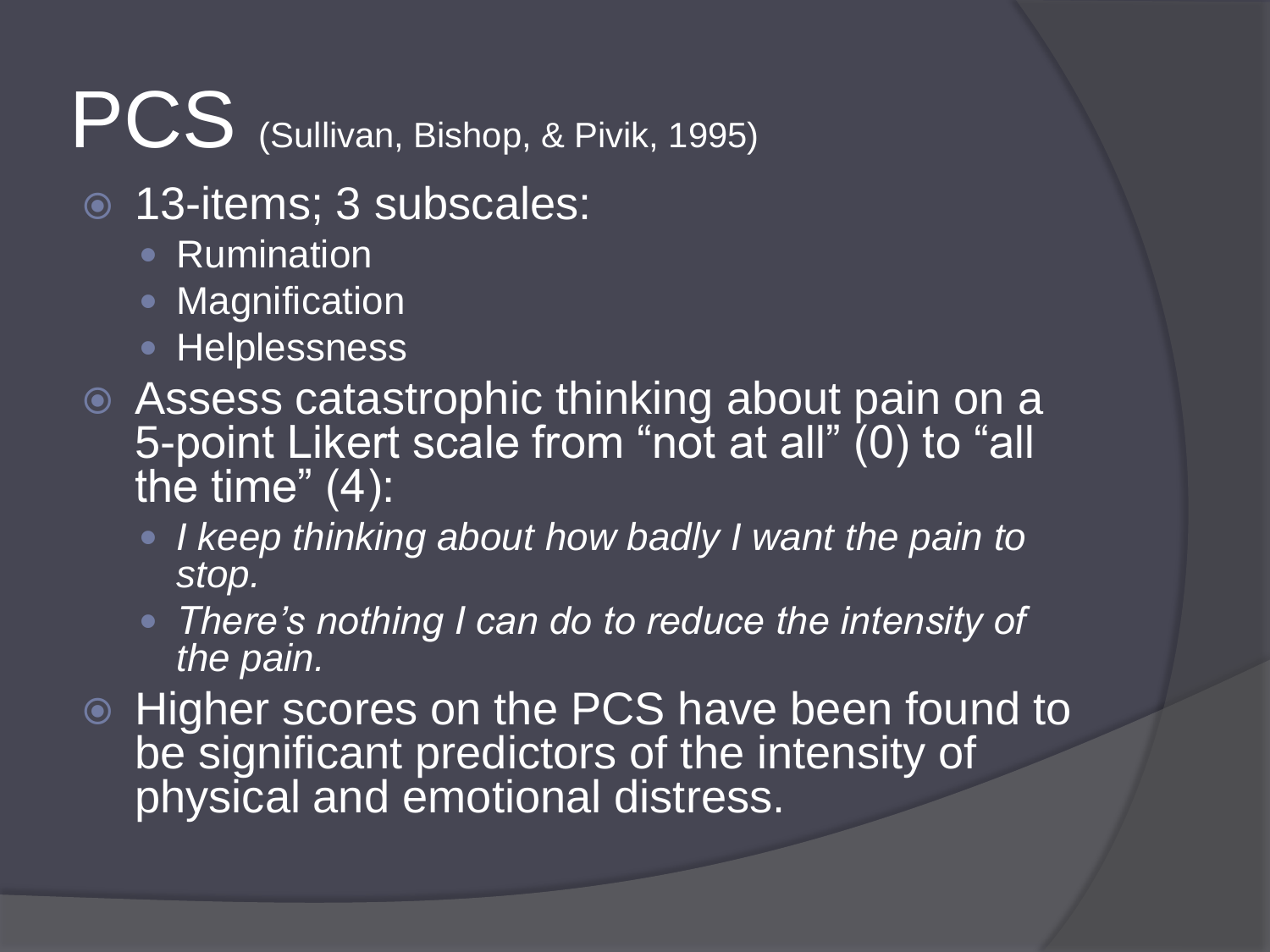# PCS (Sullivan, Bishop, & Pivik, 1995)

- 13-items; 3 subscales:
  - Rumination
  - Magnification
  - Helplessness
- Assess catastrophic thinking about pain on a 5-point Likert scale from "not at all" (0) to "all the time" (4):
  - *I keep thinking about how badly I want the pain to stop.*
  - *There's nothing I can do to reduce the intensity of the pain.*
- Higher scores on the PCS have been found to be significant predictors of the intensity of physical and emotional distress.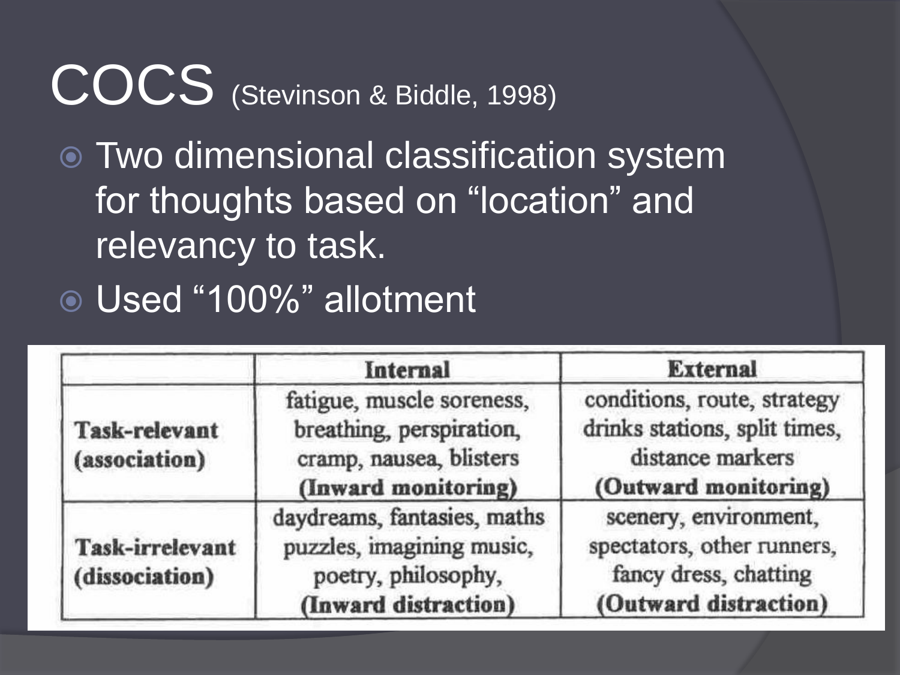# COCS (Stevinson & Biddle, 1998)

- Two dimensional classification system for thoughts based on "location" and relevancy to task.
- Used "100%" allotment

| | **Internal** | **External** |
|---|---|---|
| **Task-relevant (association)** | fatigue, muscle soreness, breathing, perspiration, cramp, nausea, blisters **(Inward monitoring)** | conditions, route, strategy drinks stations, split times, distance markers **(Outward monitoring)** |
| **Task-irrelevant (dissociation)** | daydreams, fantasies, maths puzzles, imagining music, poetry, philosophy, **(Inward distraction)** | scenery, environment, spectators, other runners, fancy dress, chatting **(Outward distraction)** |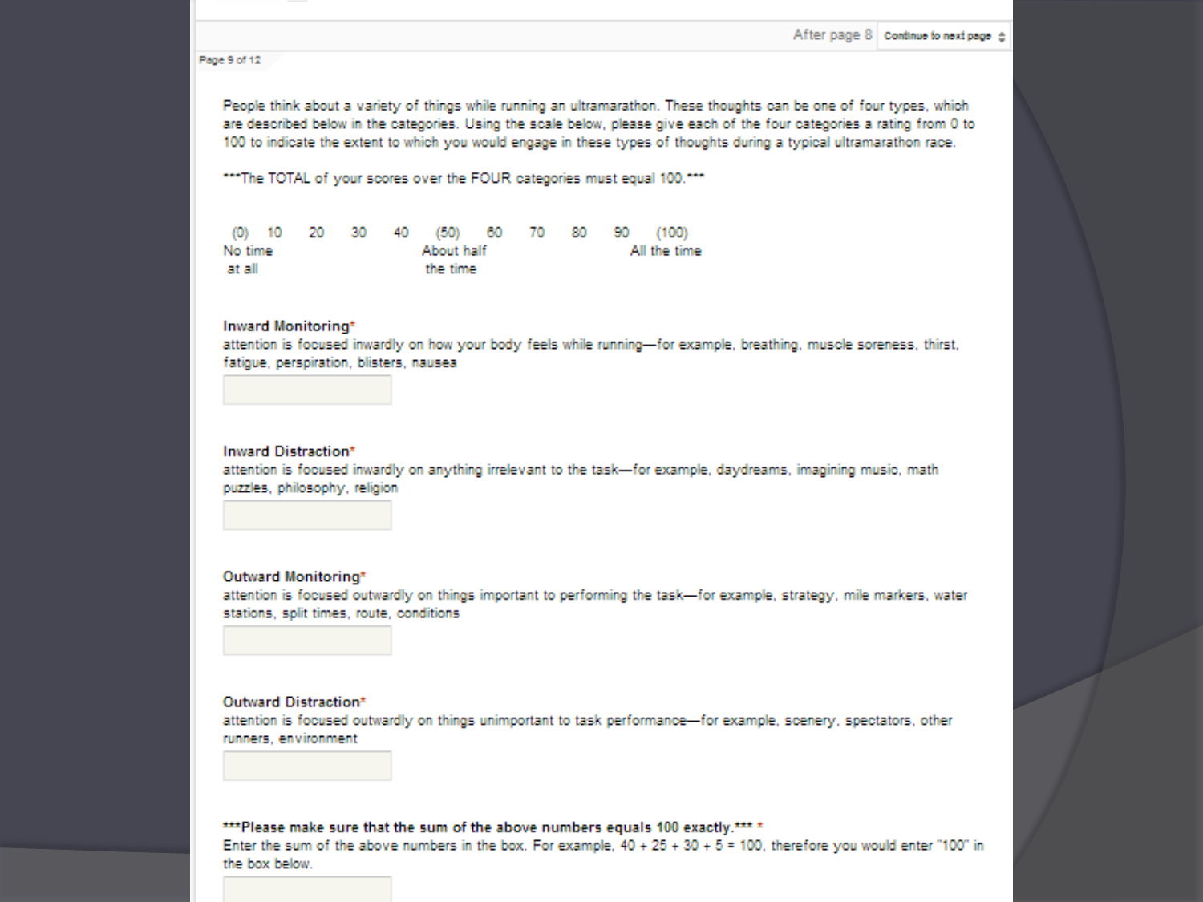After page 8 Continue to next page

Page 9 of 12

People think about a variety of things while running an ultramarathon. These thoughts can be one of four types, which are described below in the categories. Using the scale below, please give each of the four categories a rating from 0 to 100 to indicate the extent to which you would engage in these types of thoughts during a typical ultramarathon race.

***The TOTAL of your scores over the FOUR categories must equal 100.***

| (0) | 10 | 20 | 30 | 40 | (50) | 60 | 70 | 80 | 90 | (100) |
|---|---|---|---|---|---|---|---|---|---|---|
| No time at all | | | | | About half the time | | | | | All the time |

**Inward Monitoring***
attention is focused inwardly on how your body feels while running—for example, breathing, muscle soreness, thirst, fatigue, perspiration, blisters, nausea

**Inward Distraction***
attention is focused inwardly on anything irrelevant to the task—for example, daydreams, imagining music, math puzzles, philosophy, religion

**Outward Monitoring***
attention is focused outwardly on things important to performing the task—for example, strategy, mile markers, water stations, split times, route, conditions

**Outward Distraction***
attention is focused outwardly on things unimportant to task performance—for example, scenery, spectators, other runners, environment

**\*\*\*Please make sure that the sum of the above numbers equals 100 exactly.\*\*\*** *
Enter the sum of the above numbers in the box. For example, 40 + 25 + 30 + 5 = 100, therefore you would enter "100" in the box below.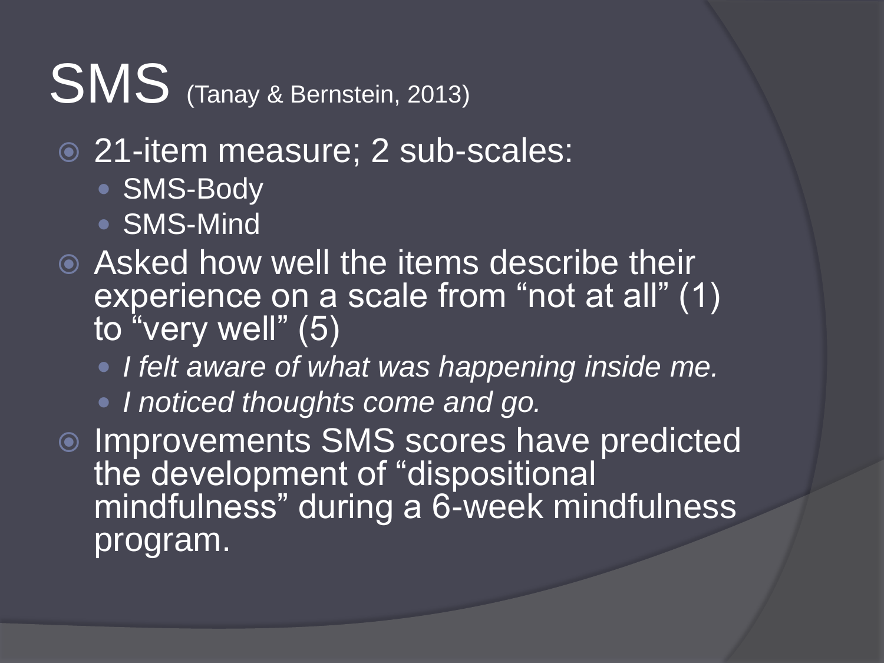# SMS (Tanay & Bernstein, 2013)

- 21-item measure; 2 sub-scales:
  - SMS-Body
  - SMS-Mind
- Asked how well the items describe their experience on a scale from "not at all" (1) to "very well" (5)
  - *I felt aware of what was happening inside me.*
  - *I noticed thoughts come and go.*
- Improvements SMS scores have predicted the development of "dispositional mindfulness" during a 6-week mindfulness program.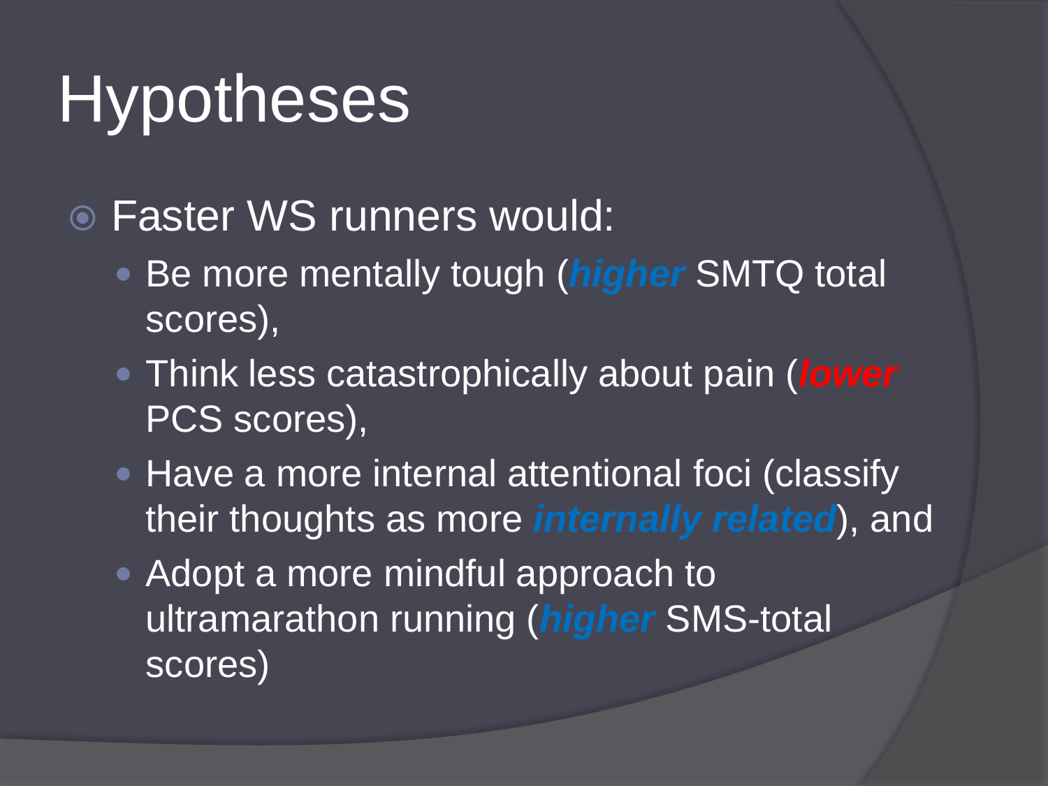# Hypotheses

- Faster WS runners would:
  - Be more mentally tough (***higher*** SMTQ total scores),
  - Think less catastrophically about pain (***lower*** PCS scores),
  - Have a more internal attentional foci (classify their thoughts as more ***internally related***), and
  - Adopt a more mindful approach to ultramarathon running (***higher*** SMS-total scores)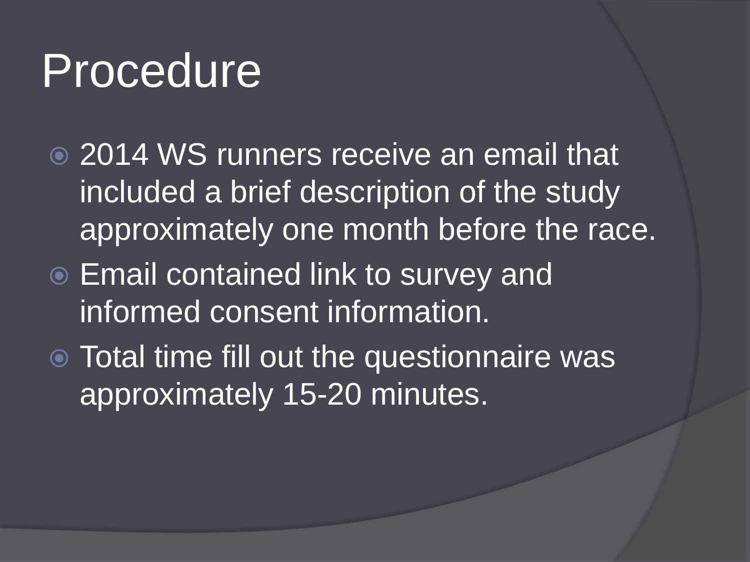# Procedure

- 2014 WS runners receive an email that included a brief description of the study approximately one month before the race.
- Email contained link to survey and informed consent information.
- Total time fill out the questionnaire was approximately 15-20 minutes.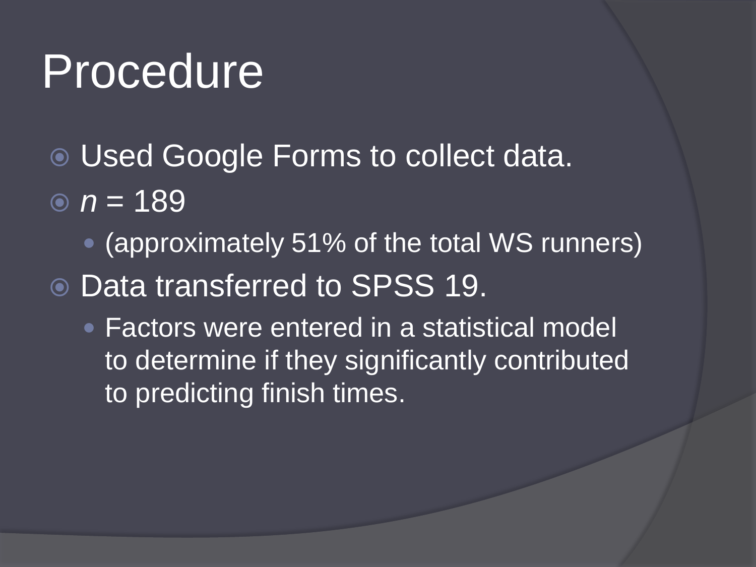# Procedure

- Used Google Forms to collect data.
- $n$ = 189
  - (approximately 51% of the total WS runners)
- Data transferred to SPSS 19.
  - Factors were entered in a statistical model to determine if they significantly contributed to predicting finish times.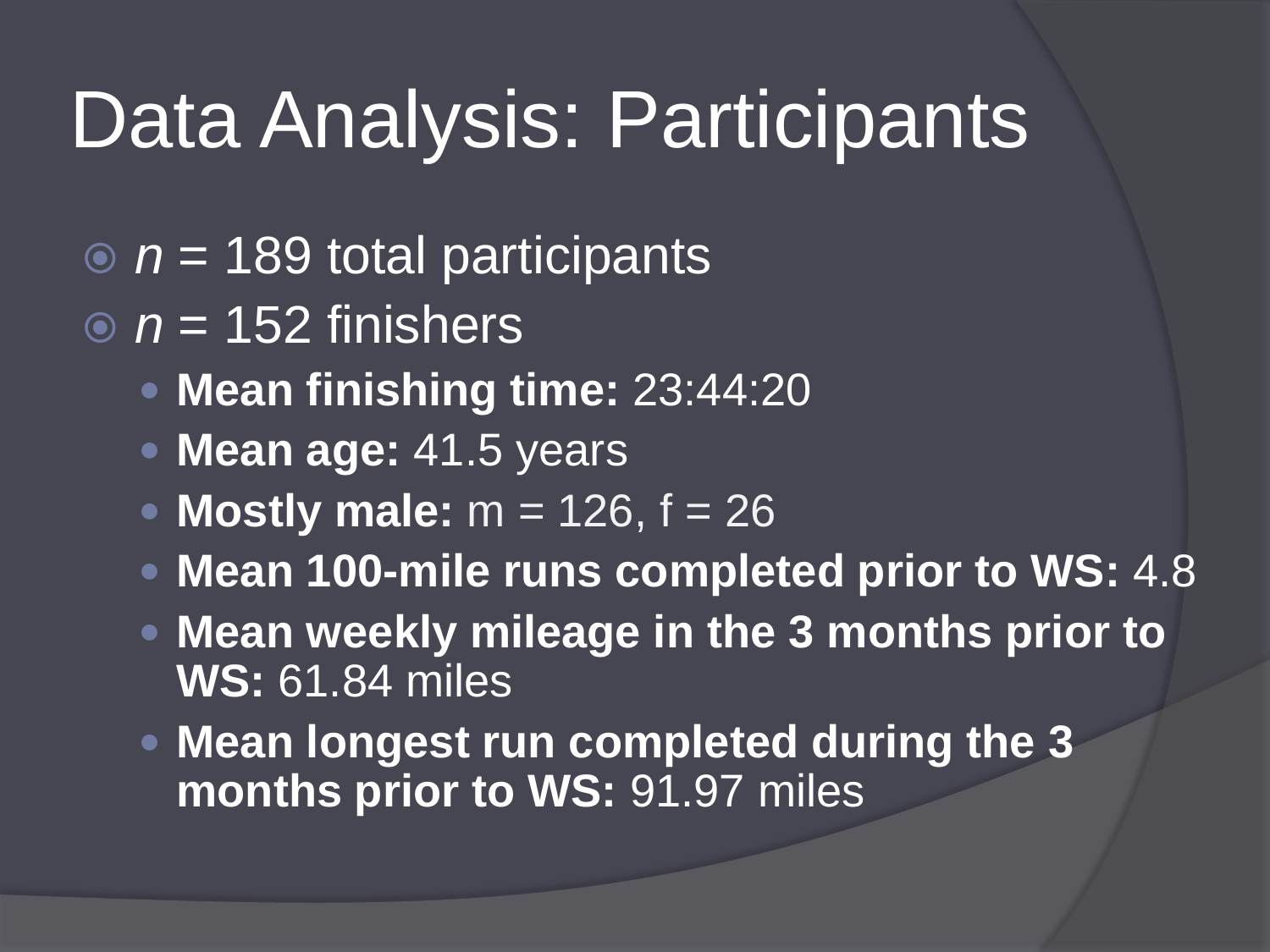# Data Analysis: Participants

- $n$ = 189 total participants
- $n$ = 152 finishers
  - **Mean finishing time:** 23:44:20
  - **Mean age:** 41.5 years
  - **Mostly male:** m = 126, f = 26
  - **Mean 100-mile runs completed prior to WS:** 4.8
  - **Mean weekly mileage in the 3 months prior to WS:** 61.84 miles
  - **Mean longest run completed during the 3 months prior to WS:** 91.97 miles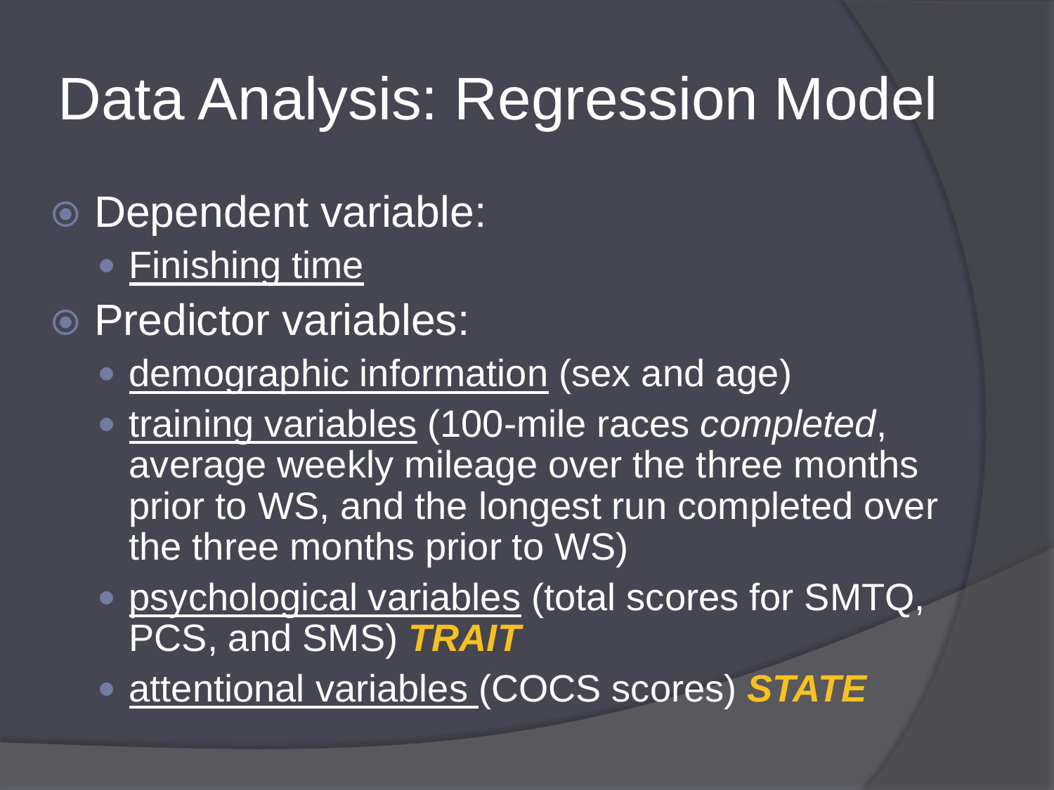# Data Analysis: Regression Model

- Dependent variable:
  - Finishing time
- Predictor variables:
  - demographic information (sex and age)
  - training variables (100-mile races *completed*, average weekly mileage over the three months prior to WS, and the longest run completed over the three months prior to WS)
  - psychological variables (total scores for SMTQ, PCS, and SMS) ***TRAIT***
  - attentional variables (COCS scores) ***STATE***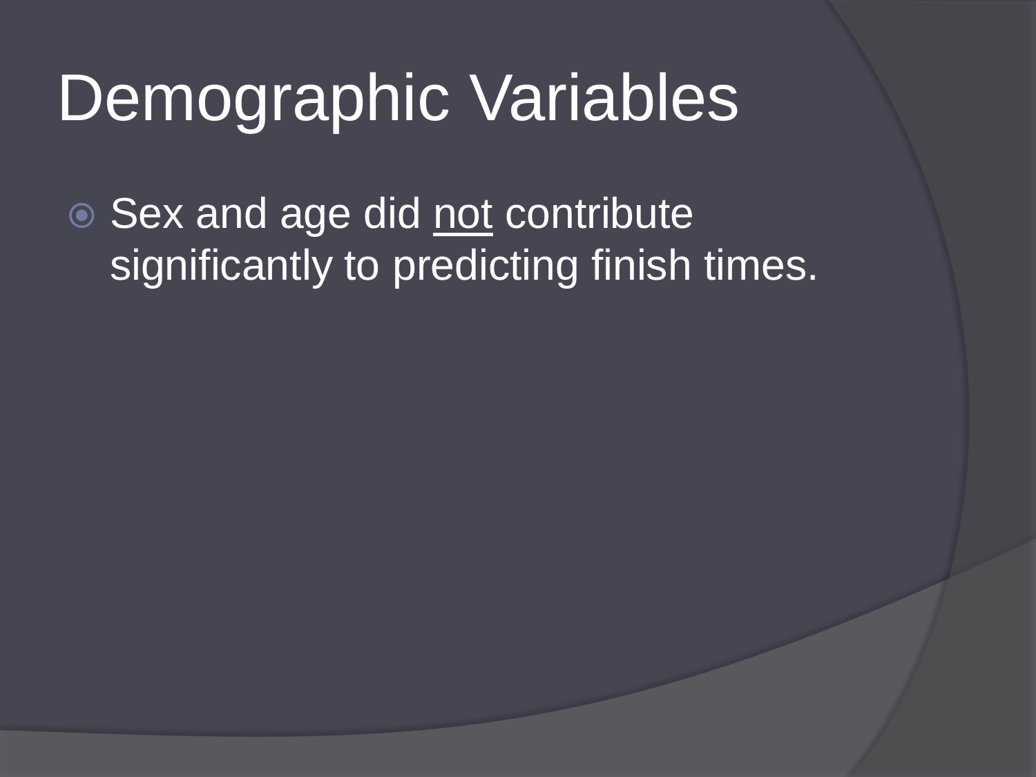# Demographic Variables

- Sex and age did <u>not</u> contribute significantly to predicting finish times.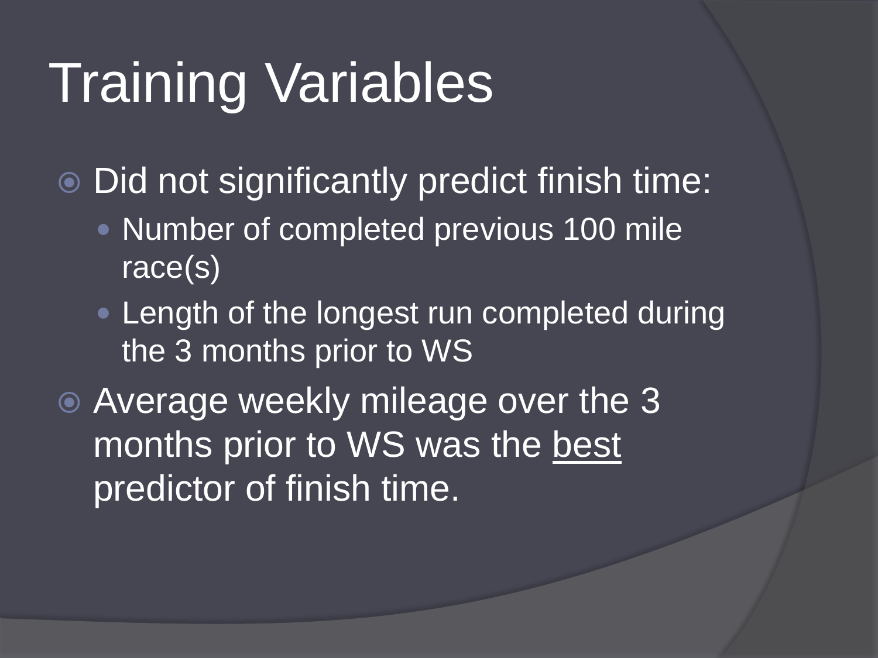# Training Variables

- Did not significantly predict finish time:
  - Number of completed previous 100 mile race(s)
  - Length of the longest run completed during the 3 months prior to WS
- Average weekly mileage over the 3 months prior to WS was the <u>best</u> predictor of finish time.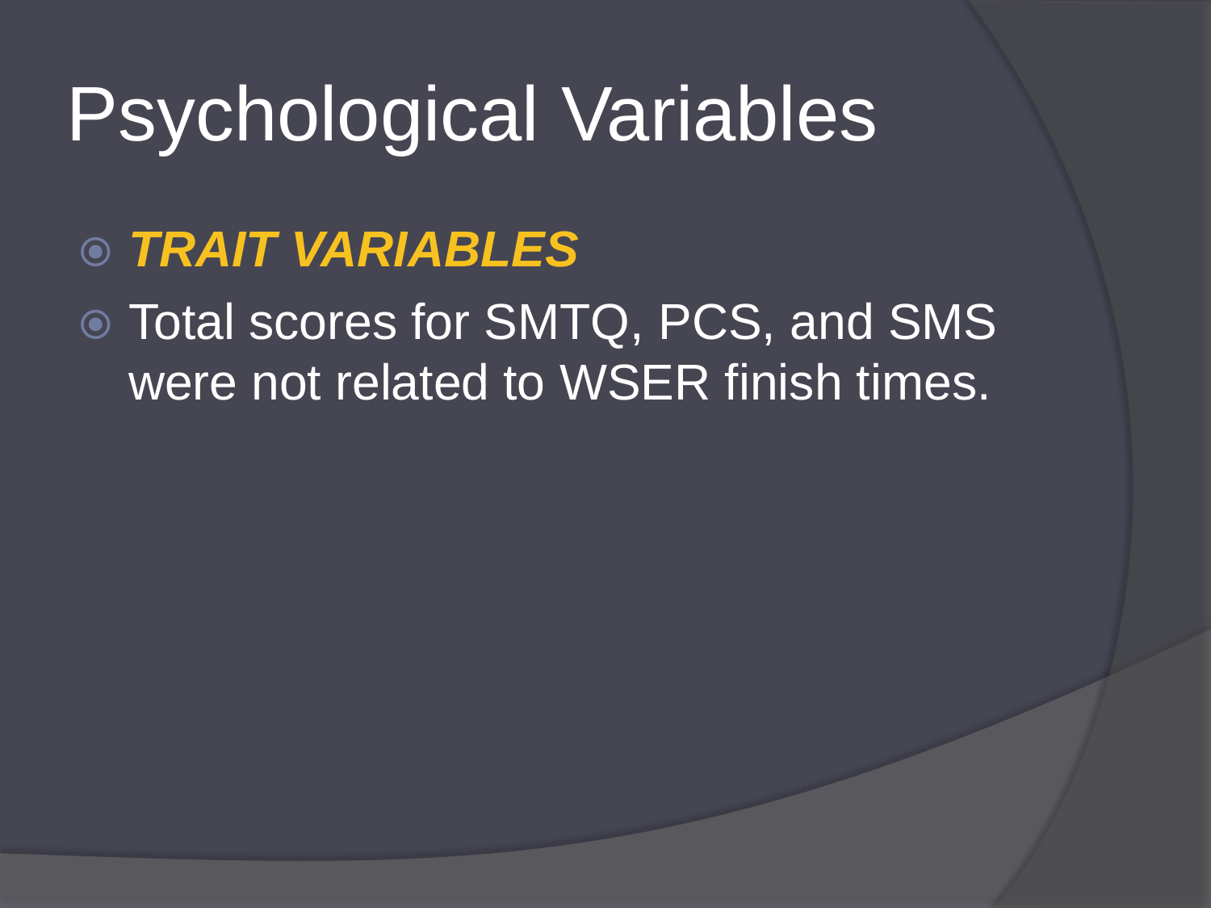# Psychological Variables

- ***TRAIT VARIABLES***
- Total scores for SMTQ, PCS, and SMS were not related to WSER finish times.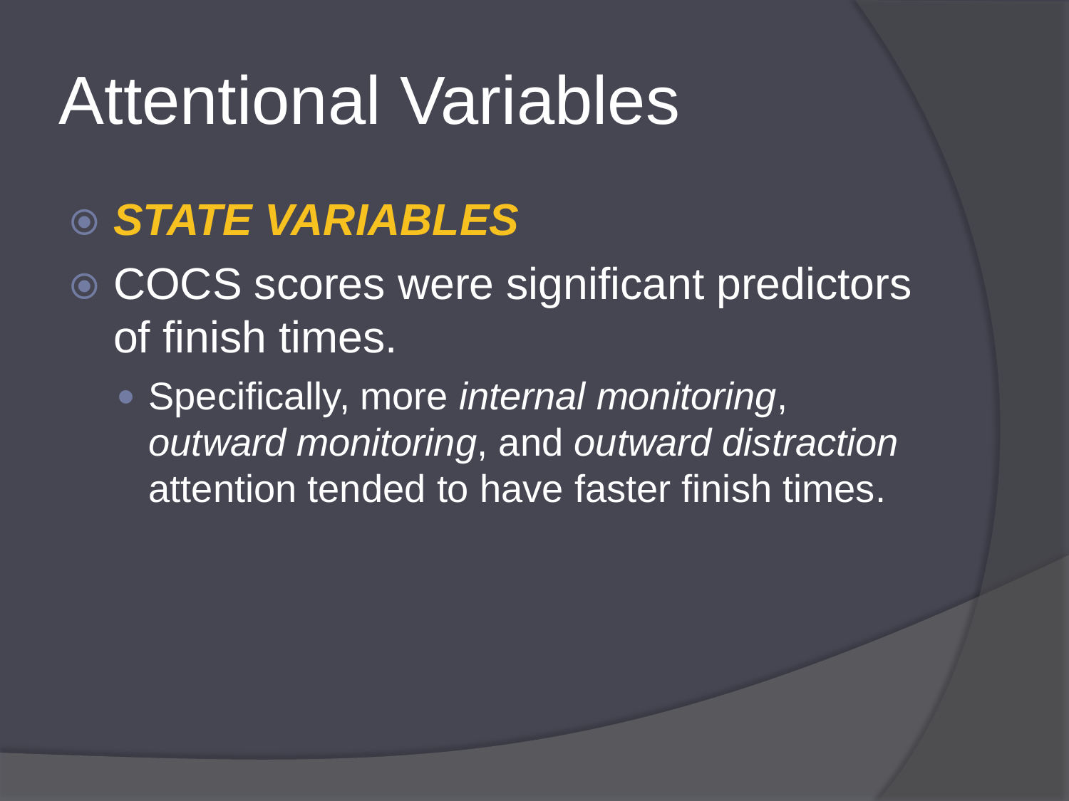# Attentional Variables

- ***STATE VARIABLES***
- COCS scores were significant predictors of finish times.
  - Specifically, more *internal monitoring*, *outward monitoring*, and *outward distraction* attention tended to have faster finish times.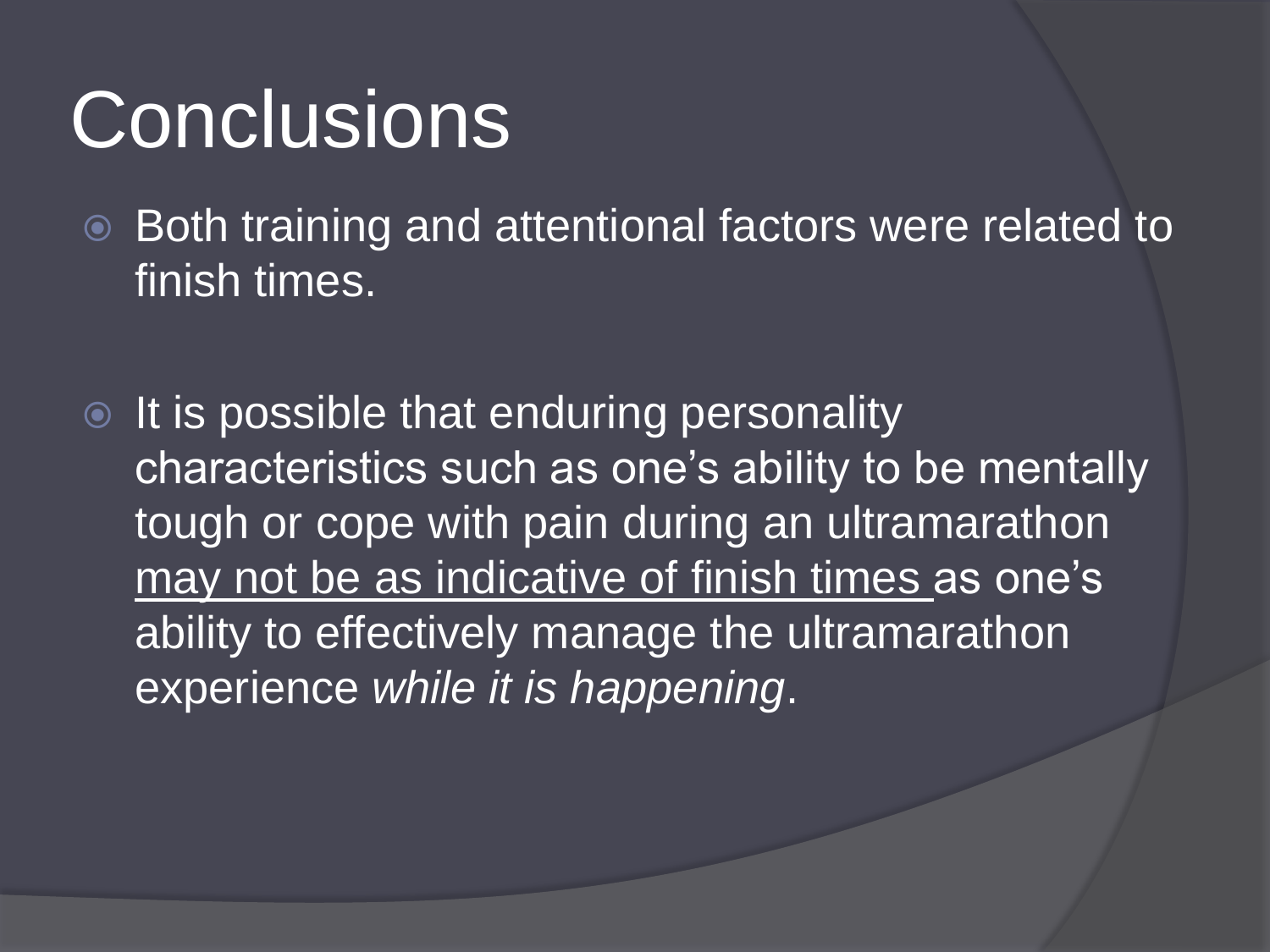# Conclusions

- Both training and attentional factors were related to finish times.
- It is possible that enduring personality characteristics such as one's ability to be mentally tough or cope with pain during an ultramarathon <u>may not be as indicative of finish times</u> as one's ability to effectively manage the ultramarathon experience *while it is happening*.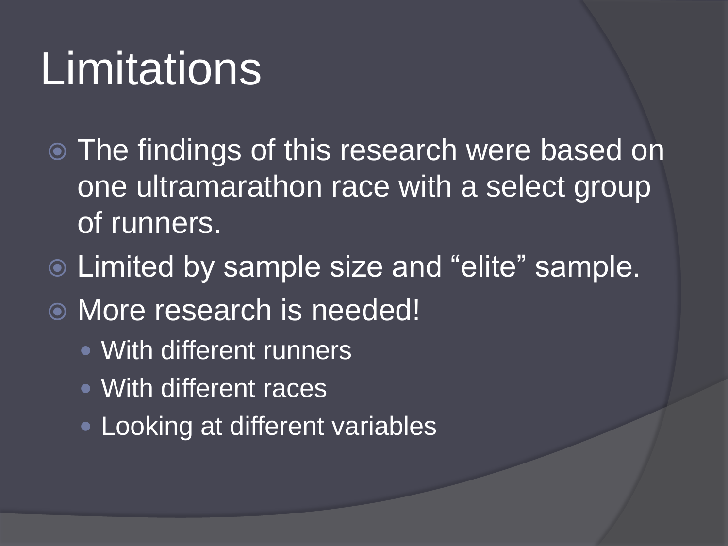# Limitations

- The findings of this research were based on one ultramarathon race with a select group of runners.
- Limited by sample size and "elite" sample.
- More research is needed!
  - With different runners
  - With different races
  - Looking at different variables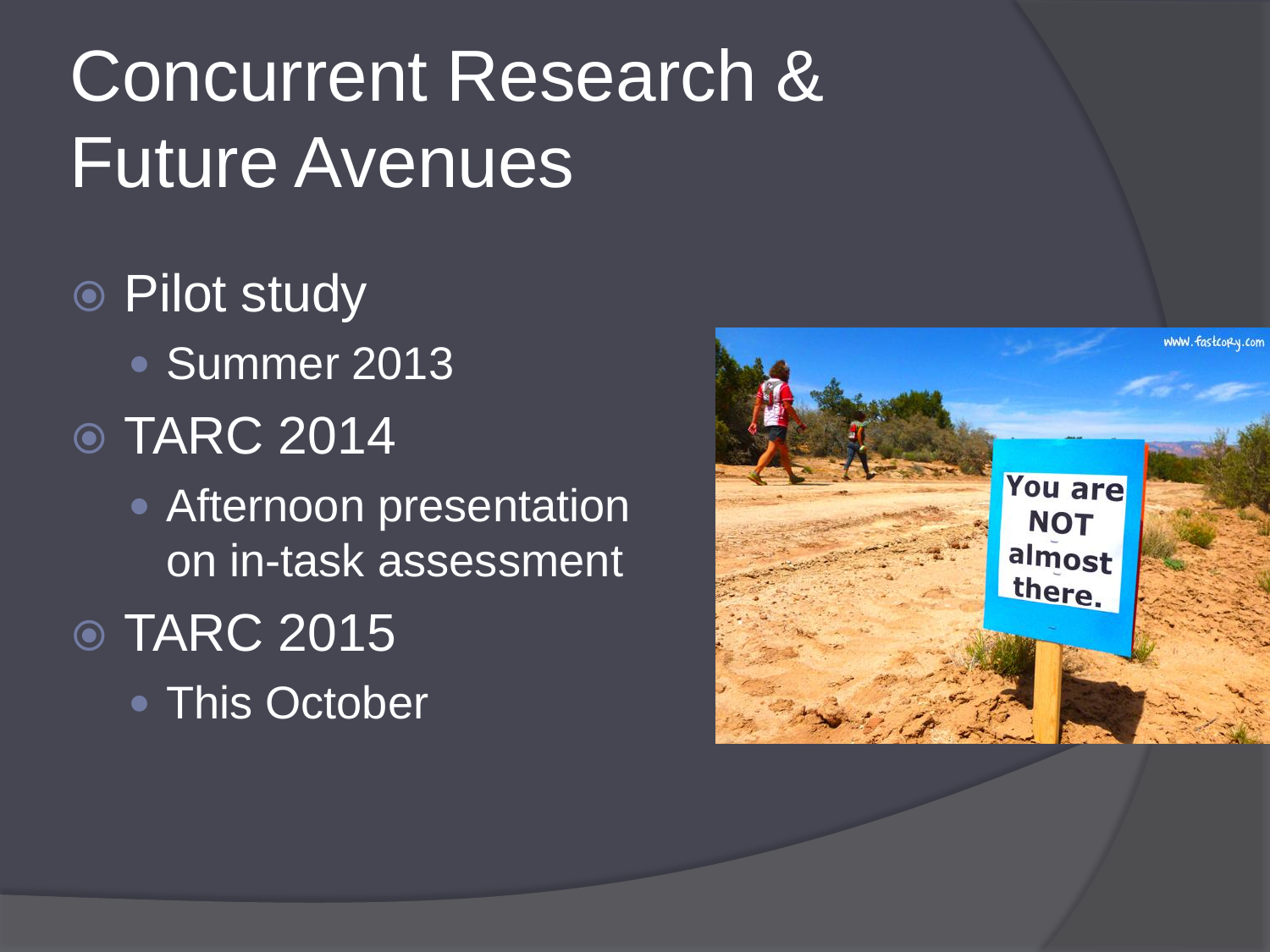# Concurrent Research & Future Avenues

- Pilot study
  - Summer 2013
- TARC 2014
  - Afternoon presentation on in-task assessment
- TARC 2015
  - This October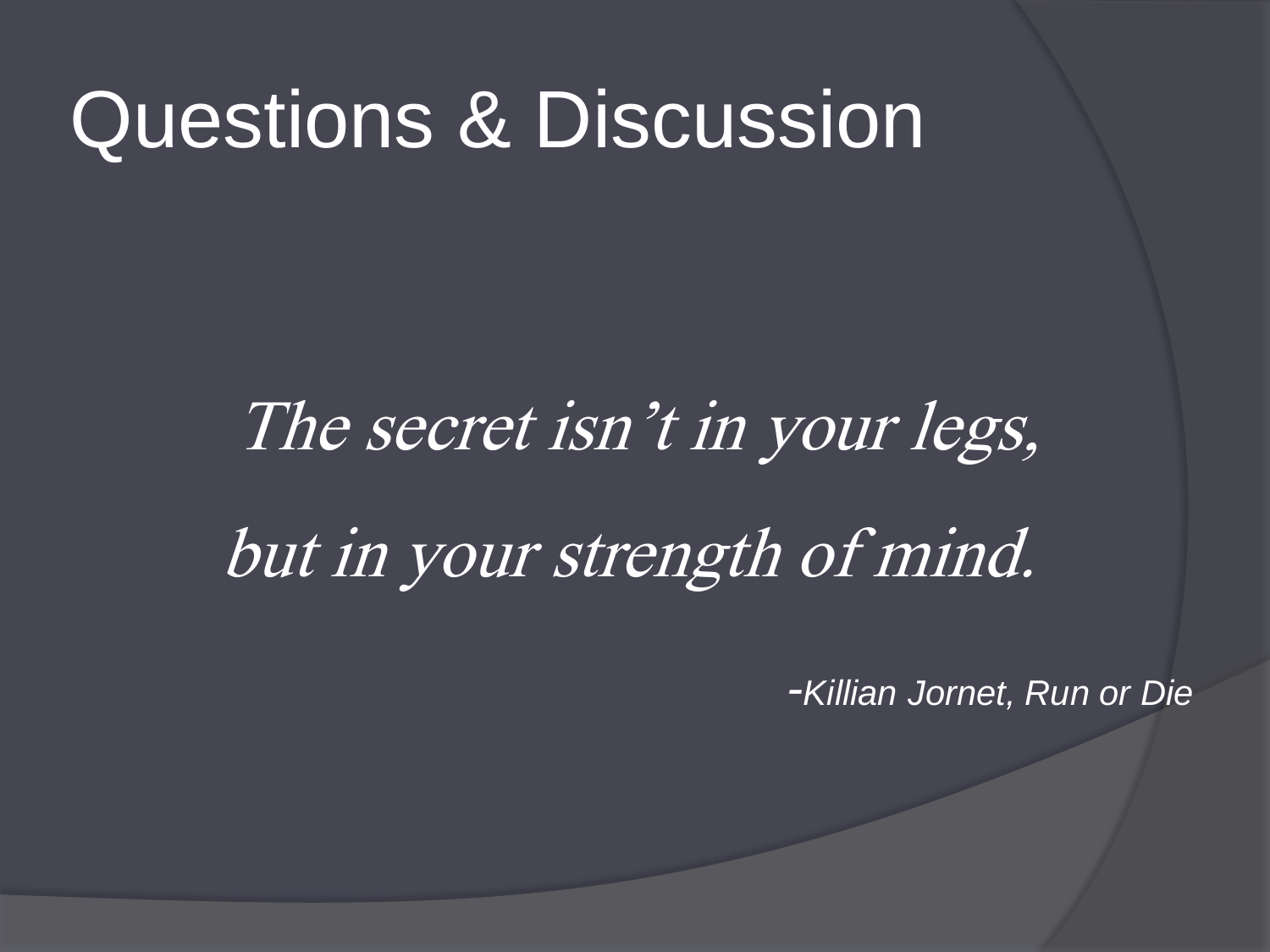# Questions & Discussion

*The secret isn't in your legs,*

*but in your strength of mind.*

-*Killian Jornet, Run or Die*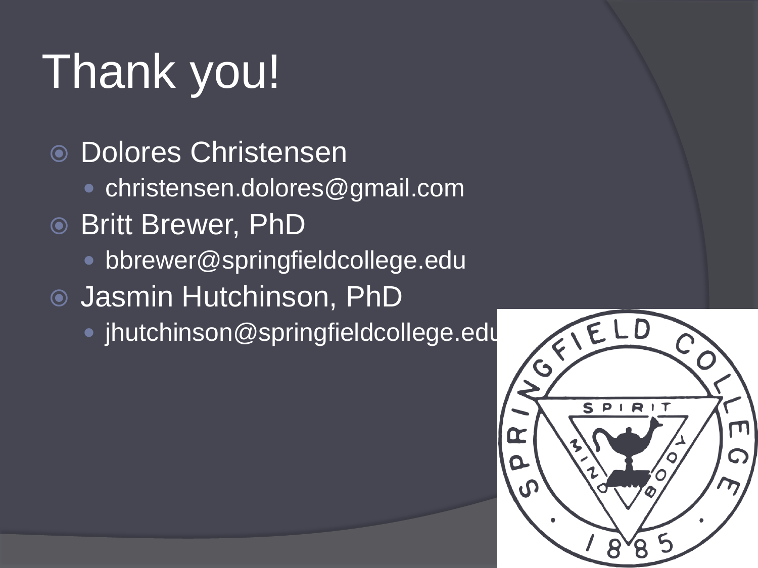# Thank you!

- Dolores Christensen
  - christensen.dolores@gmail.com
- Britt Brewer, PhD
  - bbrewer@springfieldcollege.edu
- Jasmin Hutchinson, PhD
  - jhutchinson@springfieldcollege.edu